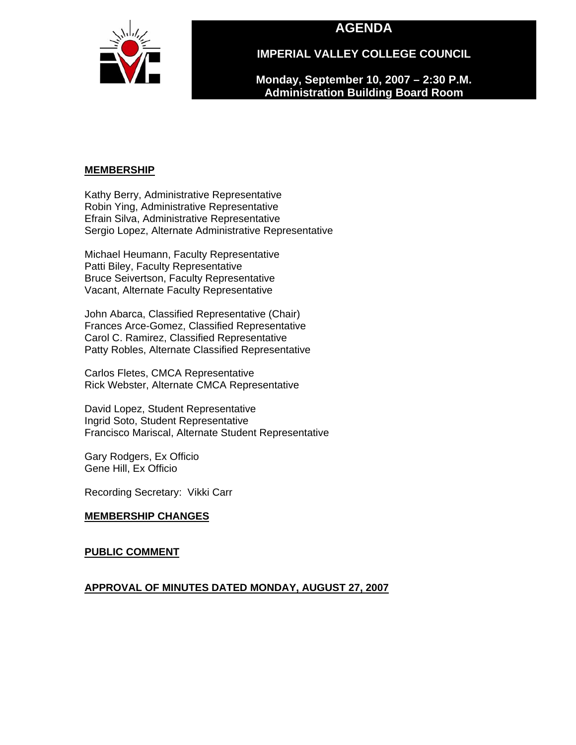# AGENDA

## IMPERIAL VALLEY COLLEGE COUNCIL

**Monday, September 10, 2007 – 2:30 P.M.**
**Administration Building Board Room**

**MEMBERSHIP**

Kathy Berry, Administrative Representative
Robin Ying, Administrative Representative
Efrain Silva, Administrative Representative
Sergio Lopez, Alternate Administrative Representative

Michael Heumann, Faculty Representative
Patti Biley, Faculty Representative
Bruce Seivertson, Faculty Representative
Vacant, Alternate Faculty Representative

John Abarca, Classified Representative (Chair)
Frances Arce-Gomez, Classified Representative
Carol C. Ramirez, Classified Representative
Patty Robles, Alternate Classified Representative

Carlos Fletes, CMCA Representative
Rick Webster, Alternate CMCA Representative

David Lopez, Student Representative
Ingrid Soto, Student Representative
Francisco Mariscal, Alternate Student Representative

Gary Rodgers, Ex Officio
Gene Hill, Ex Officio

Recording Secretary: Vikki Carr

**MEMBERSHIP CHANGES**

**PUBLIC COMMENT**

**APPROVAL OF MINUTES DATED MONDAY, AUGUST 27, 2007**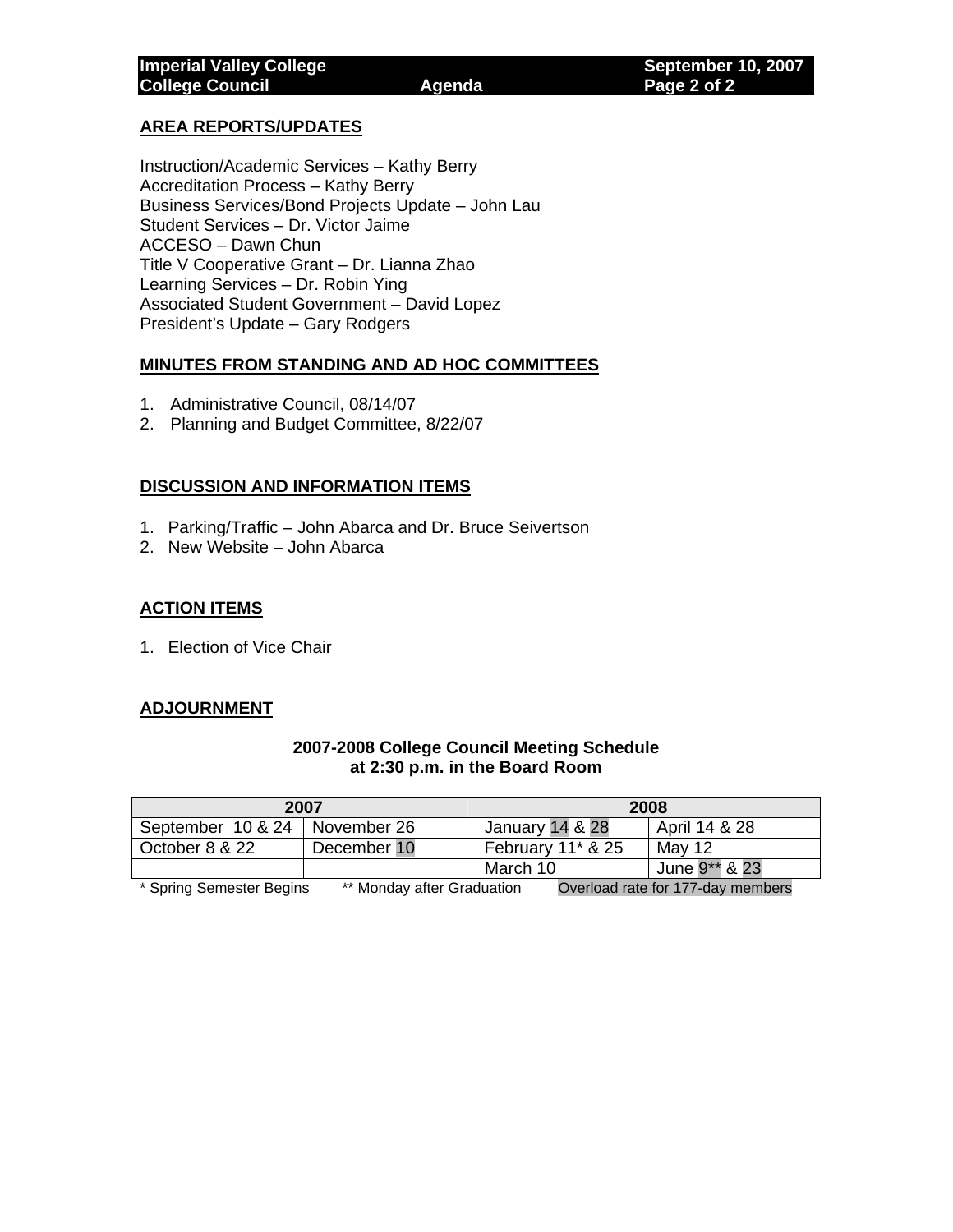## AREA REPORTS/UPDATES

Instruction/Academic Services – Kathy Berry
Accreditation Process – Kathy Berry
Business Services/Bond Projects Update – John Lau
Student Services – Dr. Victor Jaime
ACCESO – Dawn Chun
Title V Cooperative Grant – Dr. Lianna Zhao
Learning Services – Dr. Robin Ying
Associated Student Government – David Lopez
President's Update – Gary Rodgers

## MINUTES FROM STANDING AND AD HOC COMMITTEES

1. Administrative Council, 08/14/07
2. Planning and Budget Committee, 8/22/07

## DISCUSSION AND INFORMATION ITEMS

1. Parking/Traffic – John Abarca and Dr. Bruce Seivertson
2. New Website – John Abarca

## ACTION ITEMS

1. Election of Vice Chair

## ADJOURNMENT

**2007-2008 College Council Meeting Schedule at 2:30 p.m. in the Board Room**

| 2007 | | 2008 | |
|---|---|---|---|
| September 10 & 24 | November 26 | January 14 & 28 | April 14 & 28 |
| October 8 & 22 | December 10 | February 11* & 25 | May 12 |
| | | March 10 | June 9** & 23 |

* Spring Semester Begins  ** Monday after Graduation  Overload rate for 177-day members